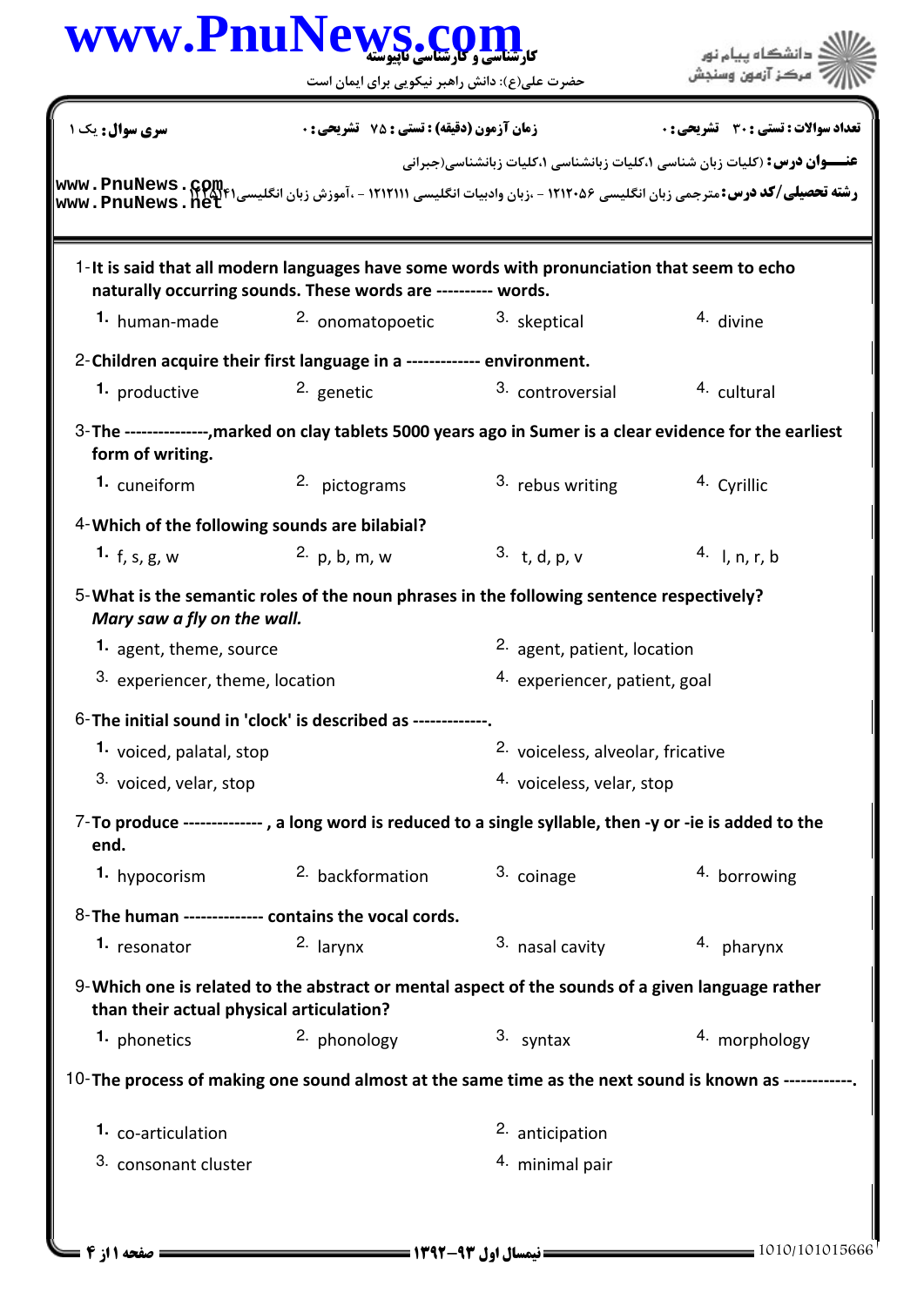کارشناسی و کارشناسی ناپیوسته

حضرت علی(ع): دانش راهبر نیکویی برای ایمان است

دانشگاه پیام نور
مرکز آزمون وسنجش

**تعداد سوالات : تستی : ۳۰ تشریحی : ۰** | **زمان آزمون (دقیقه) : تستی : ۷۵ تشریحی : ۰** | **سری سوال : یک ۱**

**عنــــوان درس :** (کلیات زبان شناسی ۱،کلیات زبانشناسی ۱،کلیات زبانشناسی(جبرانی

**رشته تحصیلی/کد درس :** مترجمی زبان انگلیسی ۱۲۱۲۰۵۶ - ،زبان وادبیات انگلیسی ۱۲۱۲۱۱۱ - ،آموزش زبان انگلیسی۱۲۱۵۰۴۱

1- It is said that all modern languages have some words with pronunciation that seem to echo naturally occurring sounds. These words are ---------- words.

1. human-made
2. onomatopoetic
3. skeptical
4. divine

2- Children acquire their first language in a ------------ environment.

1. productive
2. genetic
3. controversial
4. cultural

3- The --------------,marked on clay tablets 5000 years ago in Sumer is a clear evidence for the earliest form of writing.

1. cuneiform
2. pictograms
3. rebus writing
4. Cyrillic

4- Which of the following sounds are bilabial?

1. f, s, g, w
2. p, b, m, w
3. t, d, p, v
4. l, n, r, b

5- What is the semantic roles of the noun phrases in the following sentence respectively?
*Mary saw a fly on the wall.*

1. agent, theme, source
2. agent, patient, location
3. experiencer, theme, location
4. experiencer, patient, goal

6- The initial sound in 'clock' is described as -------------.

1. voiced, palatal, stop
2. voiceless, alveolar, fricative
3. voiced, velar, stop
4. voiceless, velar, stop

7- To produce ------------- , a long word is reduced to a single syllable, then -y or -ie is added to the end.

1. hypocorism
2. backformation
3. coinage
4. borrowing

8- The human ------------- contains the vocal cords.

1. resonator
2. larynx
3. nasal cavity
4. pharynx

9- Which one is related to the abstract or mental aspect of the sounds of a given language rather than their actual physical articulation?

1. phonetics
2. phonology
3. syntax
4. morphology

10- The process of making one sound almost at the same time as the next sound is known as ------------.

1. co-articulation
2. anticipation
3. consonant cluster
4. minimal pair

نیمسال اول ۹۳-۱۳۹۲

1010/101015666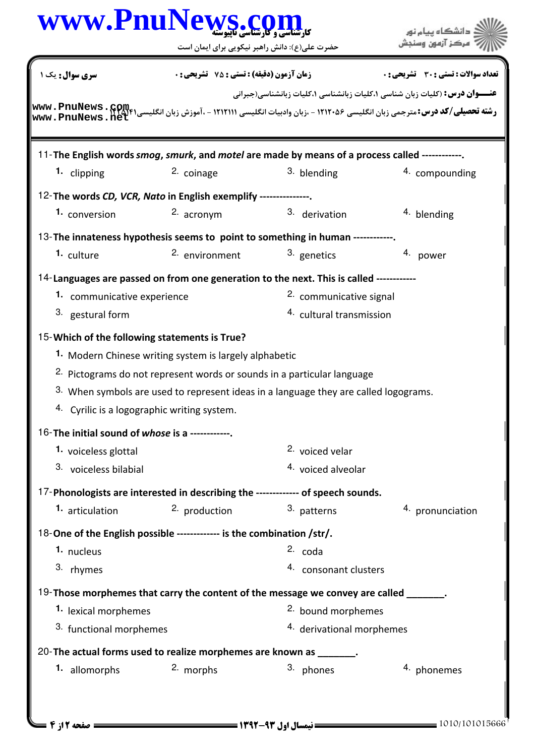**سری سوال:** یک ۱ | **زمان آزمون (دقیقه) : تستی : ۷۵ تشریحی : ۰** | **تعداد سوالات : تستی : ۳۰ تشریحی : ۰**

**عنـــوان درس:** (کلیات زبان شناسی ۱،کلیات زبانشناسی ۱،کلیات زبانشناسی(جبرانی

**رشته تحصیلی/کد درس:** مترجمی زبان انگلیسی ۱۲۱۲۰۵۶ - ،زبان وادبیات انگلیسی ۱۲۱۲۱۱۱ - ،آموزش زبان انگلیسی ۱۲۲۵۰۴۱

11-**The English words *smog*, *smurk*, and *motel* are made by means of a process called ------------.**

1. clipping
2. coinage
3. blending
4. compounding

12-**The words *CD, VCR, Nato* in English exemplify ---------------.**

1. conversion
2. acronym
3. derivation
4. blending

13-**The innateness hypothesis seems to point to something in human ------------.**

1. culture
2. environment
3. genetics
4. power

14-**Languages are passed on from one generation to the next. This is called ------------**

1. communicative experience
2. communicative signal
3. gestural form
4. cultural transmission

15-**Which of the following statements is True?**

1. Modern Chinese writing system is largely alphabetic
2. Pictograms do not represent words or sounds in a particular language
3. When symbols are used to represent ideas in a language they are called logograms.
4. Cyrilic is a logographic writing system.

16-**The initial sound of *whose* is a ------------.**

1. voiceless glottal
2. voiced velar
3. voiceless bilabial
4. voiced alveolar

17-**Phonologists are interested in describing the ------------- of speech sounds.**

1. articulation
2. production
3. patterns
4. pronunciation

18-**One of the English possible ------------- is the combination /str/.**

1. nucleus
2. coda
3. rhymes
4. consonant clusters

19-**Those morphemes that carry the content of the message we convey are called _______.**

1. lexical morphemes
2. bound morphemes
3. functional morphemes
4. derivational morphemes

20-**The actual forms used to realize morphemes are known as _______.**

1. allomorphs
2. morphs
3. phones
4. phonemes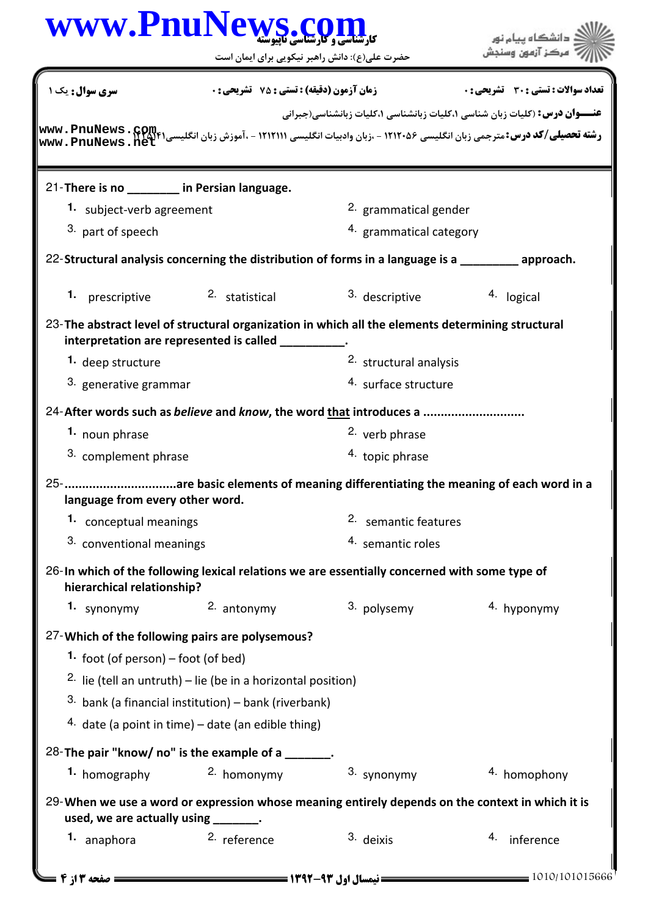21- There is no ________ in Persian language.

1. subject-verb agreement
2. grammatical gender
3. part of speech
4. grammatical category

22- Structural analysis concerning the distribution of forms in a language is a _________ approach.

1. prescriptive
2. statistical
3. descriptive
4. logical

23- The abstract level of structural organization in which all the elements determining structural interpretation are represented is called __________.

1. deep structure
2. structural analysis
3. generative grammar
4. surface structure

24- After words such as *believe* and *know*, the word that introduces a ............................

1. noun phrase
2. verb phrase
3. complement phrase
4. topic phrase

25- ...............................are basic elements of meaning differentiating the meaning of each word in a language from every other word.

1. conceptual meanings
2. semantic features
3. conventional meanings
4. semantic roles

26- In which of the following lexical relations we are essentially concerned with some type of hierarchical relationship?

1. synonymy
2. antonymy
3. polysemy
4. hyponymy

27- Which of the following pairs are polysemous?

1. foot (of person) – foot (of bed)
2. lie (tell an untruth) – lie (be in a horizontal position)
3. bank (a financial institution) – bank (riverbank)
4. date (a point in time) – date (an edible thing)

28- The pair "know/ no" is the example of a _______.

1. homography
2. homonymy
3. synonymy
4. homophony

29- When we use a word or expression whose meaning entirely depends on the context in which it is used, we are actually using _______.

1. anaphora
2. reference
3. deixis
4. inference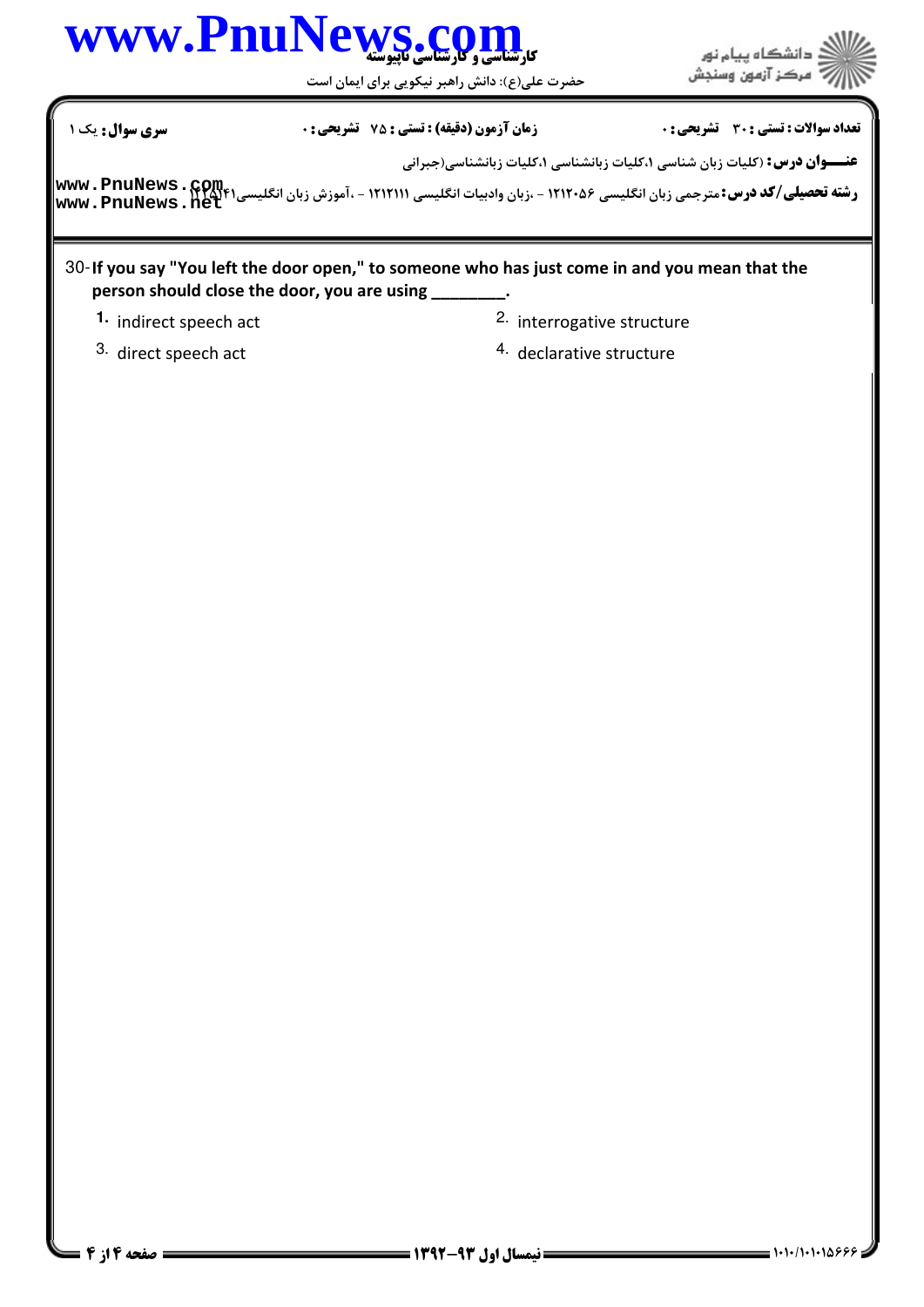| تعداد سوالات : تستی : ۳۰ تشریحی : ۰ | زمان آزمون (دقیقه) : تستی : ۷۵ تشریحی : ۰ | سری سوال : یک ۱ |
| --- | --- | --- |

**عنـــوان درس:** (کلیات زبان شناسی ۱،کلیات زبانشناسی ۱،کلیات زبانشناسی(جبرانی

**رشته تحصیلی/کد درس:** مترجمی زبان انگلیسی ۱۲۱۲۰۵۶ - ،زبان وادبیات انگلیسی ۱۲۱۲۱۱۱ - ،آموزش زبان انگلیسی۱۲۱۵۰۴۱

30-If you say "You left the door open," to someone who has just come in and you mean that the person should close the door, you are using ________.

1. indirect speech act
2. interrogative structure
3. direct speech act
4. declarative structure